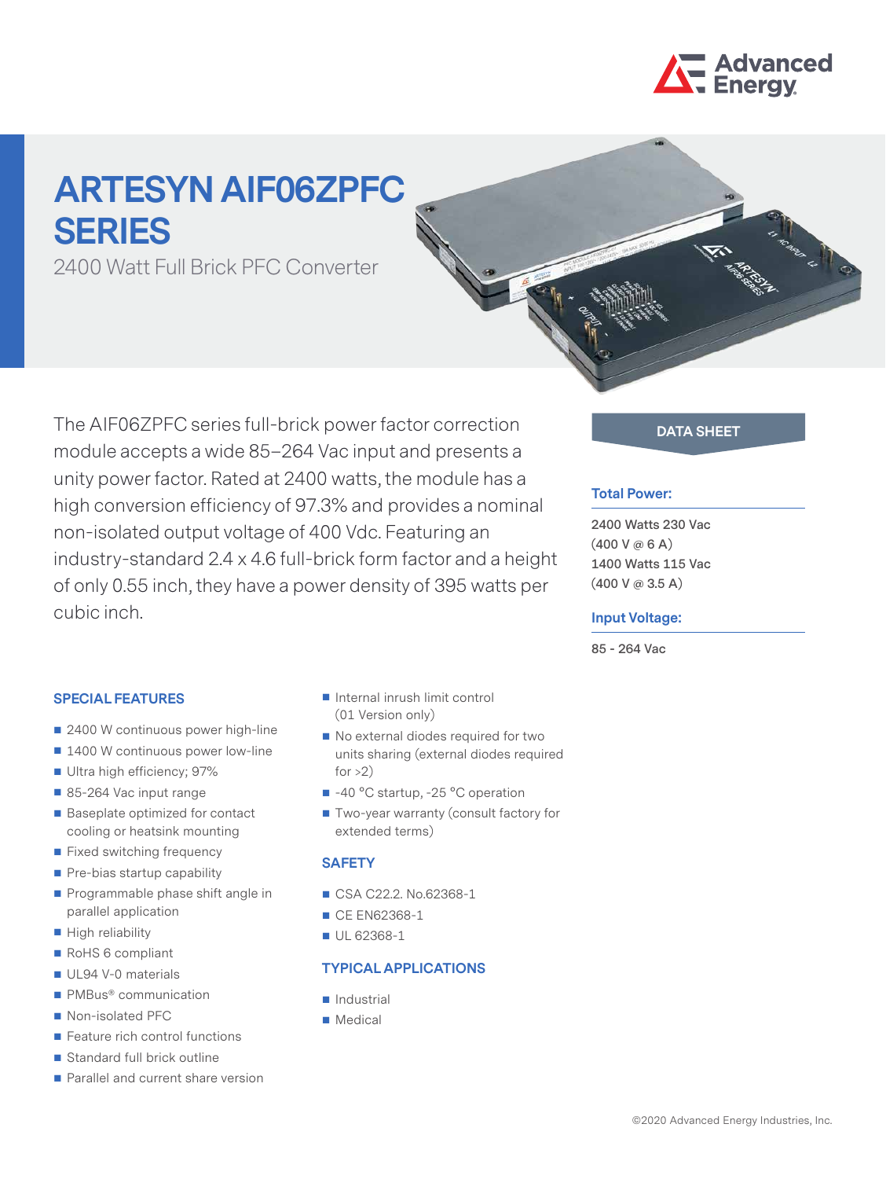# ARTESYN AIF06ZPFC SERIES

2400 Watt Full Brick PFC Converter

The AIF06ZPFC series full-brick power factor correction module accepts a wide 85–264 Vac input and presents a unity power factor. Rated at 2400 watts, the module has a high conversion efficiency of 97.3% and provides a nominal non-isolated output voltage of 400 Vdc. Featuring an industry-standard 2.4 x 4.6 full-brick form factor and a height of only 0.55 inch, they have a power density of 395 watts per cubic inch.

**DATA SHEET**

**Total Power:**

2400 Watts 230 Vac
(400 V @ 6 A)
1400 Watts 115 Vac
(400 V @ 3.5 A)

**Input Voltage:**

85 - 264 Vac

## SPECIAL FEATURES

- 2400 W continuous power high-line
- 1400 W continuous power low-line
- Ultra high efficiency; 97%
- 85-264 Vac input range
- Baseplate optimized for contact cooling or heatsink mounting
- Fixed switching frequency
- Pre-bias startup capability
- Programmable phase shift angle in parallel application
- High reliability
- RoHS 6 compliant
- UL94 V-0 materials
- PMBus® communication
- Non-isolated PFC
- Feature rich control functions
- Standard full brick outline
- Parallel and current share version
- Internal inrush limit control (01 Version only)
- No external diodes required for two units sharing (external diodes required for >2)
- -40 °C startup, -25 °C operation
- Two-year warranty (consult factory for extended terms)

## SAFETY

- CSA C22.2. No.62368-1
- CE EN62368-1
- UL 62368-1

## TYPICAL APPLICATIONS

- Industrial
- Medical

©2020 Advanced Energy Industries, Inc.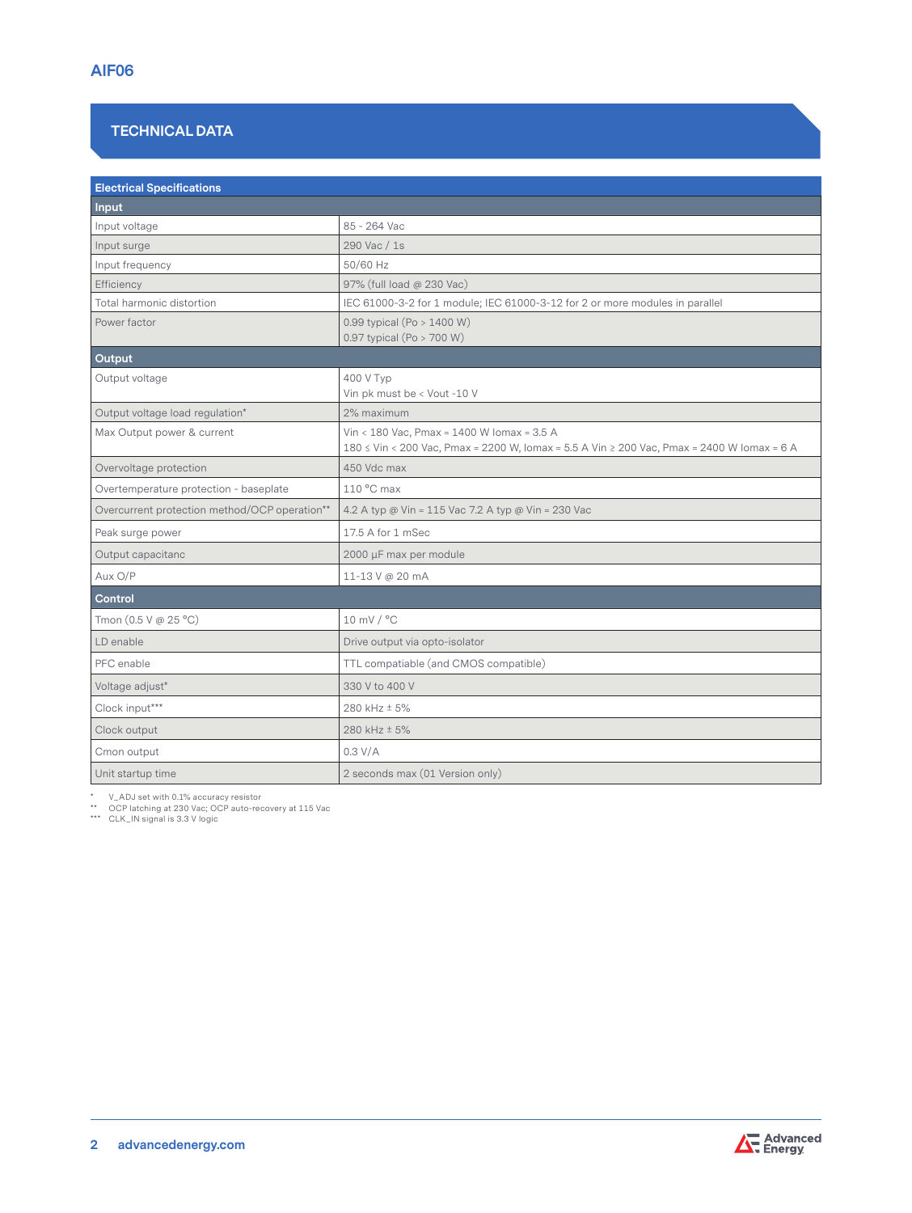# AIF06

## TECHNICAL DATA

| Electrical Specifications | |
|---|---|
| **Input** | |
| Input voltage | 85 - 264 Vac |
| Input surge | 290 Vac / 1s |
| Input frequency | 50/60 Hz |
| Efficiency | 97% (full load @ 230 Vac) |
| Total harmonic distortion | IEC 61000-3-2 for 1 module; IEC 61000-3-12 for 2 or more modules in parallel |
| Power factor | 0.99 typical (Po > 1400 W)<br>0.97 typical (Po > 700 W) |
| **Output** | |
| Output voltage | 400 V Typ<br>Vin pk must be < Vout -10 V |
| Output voltage load regulation* | 2% maximum |
| Max Output power & current | Vin < 180 Vac, Pmax = 1400 W Iomax = 3.5 A<br>180 ≤ Vin < 200 Vac, Pmax = 2200 W, Iomax = 5.5 A Vin ≥ 200 Vac, Pmax = 2400 W Iomax = 6 A |
| Overvoltage protection | 450 Vdc max |
| Overtemperature protection - baseplate | 110 °C max |
| Overcurrent protection method/OCP operation** | 4.2 A typ @ Vin = 115 Vac 7.2 A typ @ Vin = 230 Vac |
| Peak surge power | 17.5 A for 1 mSec |
| Output capacitanc | 2000 µF max per module |
| Aux O/P | 11-13 V @ 20 mA |
| **Control** | |
| Tmon (0.5 V @ 25 °C) | 10 mV / °C |
| LD enable | Drive output via opto-isolator |
| PFC enable | TTL compatiable (and CMOS compatible) |
| Voltage adjust* | 330 V to 400 V |
| Clock input*** | 280 kHz ± 5% |
| Clock output | 280 kHz ± 5% |
| Cmon output | 0.3 V/A |
| Unit startup time | 2 seconds max (01 Version only) |

\* V_ADJ set with 0.1% accuracy resistor
\** OCP latching at 230 Vac; OCP auto-recovery at 115 Vac
\*** CLK_IN signal is 3.3 V logic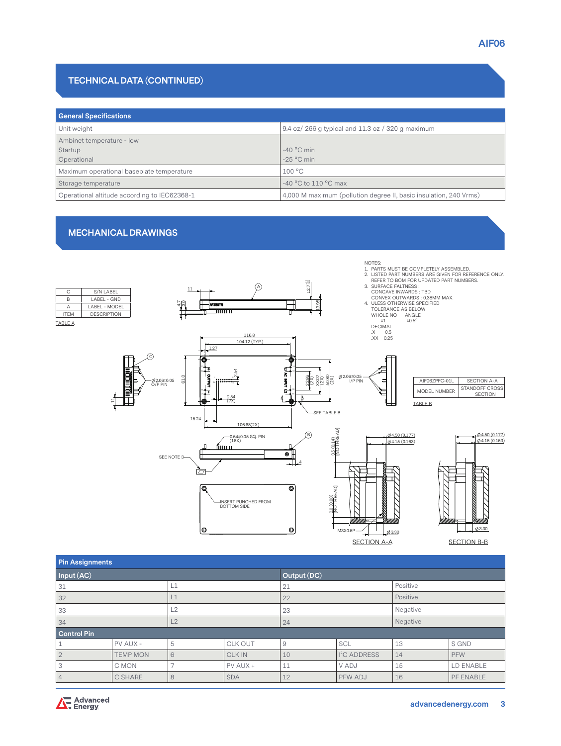## TECHNICAL DATA (CONTINUED)

| General Specifications | |
|---|---|
| Unit weight | 9.4 oz/ 266 g typical and 11.3 oz / 320 g maximum |
| Ambinet temperature - low<br>Startup<br>Operational | <br>-40 °C min<br>-25 °C min |
| Maximum operational baseplate temperature | 100 °C |
| Storage temperature | -40 °C to 110 °C max |
| Operational altitude according to IEC62368-1 | 4,000 M maximum (pollution degree II, basic insulation, 240 Vrms) |

## MECHANICAL DRAWINGS

NOTES:
1. PARTS MUST BE COMPLETELY ASSEMBLED.
2. LISTED PART NUMBERS ARE GIVEN FOR REFERENCE ONLY. REFER TO BOM FOR UPDATED PART NUMBERS.
3. SURFACE FALTNESS :
   CONCAVE INWARDS : TBD
   CONVEX OUTWARDS : 0.38MM MAX.
4. ULESS OTHERWISE SPECIFIED
   TOLERANCE AS BELOW
   WHOLE NO ±1, ANGLE ±0.5°
   DECIMAL
   .X 0.5
   .XX 0.25

| ITEM | DESCRIPTION |
|---|---|
| C | S/N LABEL |
| B | LABEL - GND |
| A | LABEL - MODEL |

TABLE A

| MODEL NUMBER | STANDOFF CROSS SECTION |
|---|---|
| AIF06ZPFC-01L | SECTION A-A |

TABLE B

SECTION A-A

SECTION B-B

| Pin Assignments | | | |
|---|---|---|---|
| **Input (AC)** | | **Output (DC)** | |
| 31 | L1 | 21 | Positive |
| 32 | L1 | 22 | Positive |
| 33 | L2 | 23 | Negative |
| 34 | L2 | 24 | Negative |

| Control Pin | | | | | | | |
|---|---|---|---|---|---|---|---|
| 1 | PV AUX - | 5 | CLK OUT | 9 | SCL | 13 | S GND |
| 2 | TEMP MON | 6 | CLK IN | 10 | I²C ADDRESS | 14 | PFW |
| 3 | C MON | 7 | PV AUX + | 11 | V ADJ | 15 | LD ENABLE |
| 4 | C SHARE | 8 | SDA | 12 | PFW ADJ | 16 | PF ENABLE |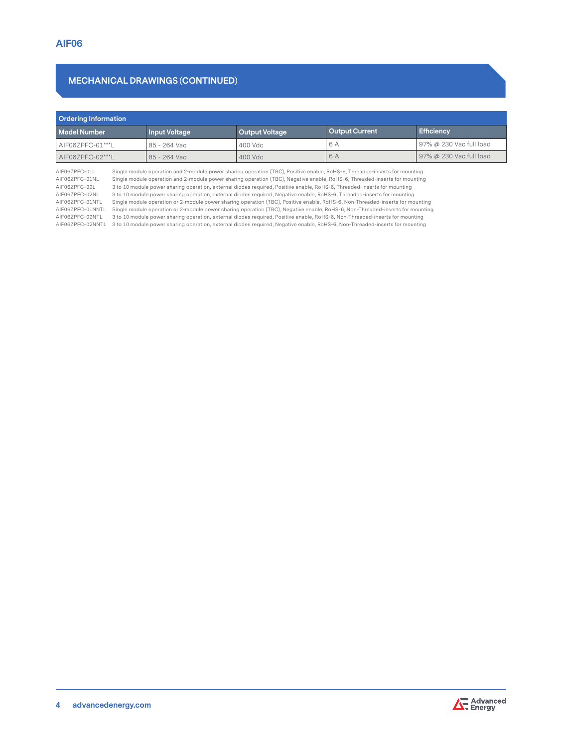## MECHANICAL DRAWINGS (CONTINUED)

| Ordering Information | | | | |
|---|---|---|---|---|
| **Model Number** | **Input Voltage** | **Output Voltage** | **Output Current** | **Efficiency** |
| AIF06ZPFC-01***L | 85 - 264 Vac | 400 Vdc | 6 A | 97% @ 230 Vac full load |
| AIF06ZPFC-02***L | 85 - 264 Vac | 400 Vdc | 6 A | 97% @ 230 Vac full load |

| | |
|---|---|
| AIF06ZPFC-01L | Single module operation and 2-module power sharing operation (TBC), Positive enable, RoHS-6, Threaded-inserts for mounting |
| AIF06ZPFC-01NL | Single module operation and 2-module power sharing operation (TBC), Negative enable, RoHS-6, Threaded-inserts for mounting |
| AIF06ZPFC-02L | 3 to 10 module power sharing operation, external diodes required, Positive enable, RoHS-6, Threaded-inserts for mounting |
| AIF06ZPFC-02NL | 3 to 10 module power sharing operation, external diodes required, Negative enable, RoHS-6, Threaded-inserts for mounting |
| AIF06ZPFC-01NTL | Single module operation or 2-module power sharing operation (TBC), Positive enable, RoHS-6, Non-Threaded-inserts for mounting |
| AIF06ZPFC-01NNTL | Single module operation or 2-module power sharing operation (TBC), Negative enable, RoHS-6, Non-Threaded-inserts for mounting |
| AIF06ZPFC-02NTL | 3 to 10 module power sharing operation, external diodes required, Positive enable, RoHS-6, Non-Threaded-inserts for mounting |
| AIF06ZPFC-02NNTL | 3 to 10 module power sharing operation, external diodes required, Negative enable, RoHS-6, Non-Threaded-inserts for mounting |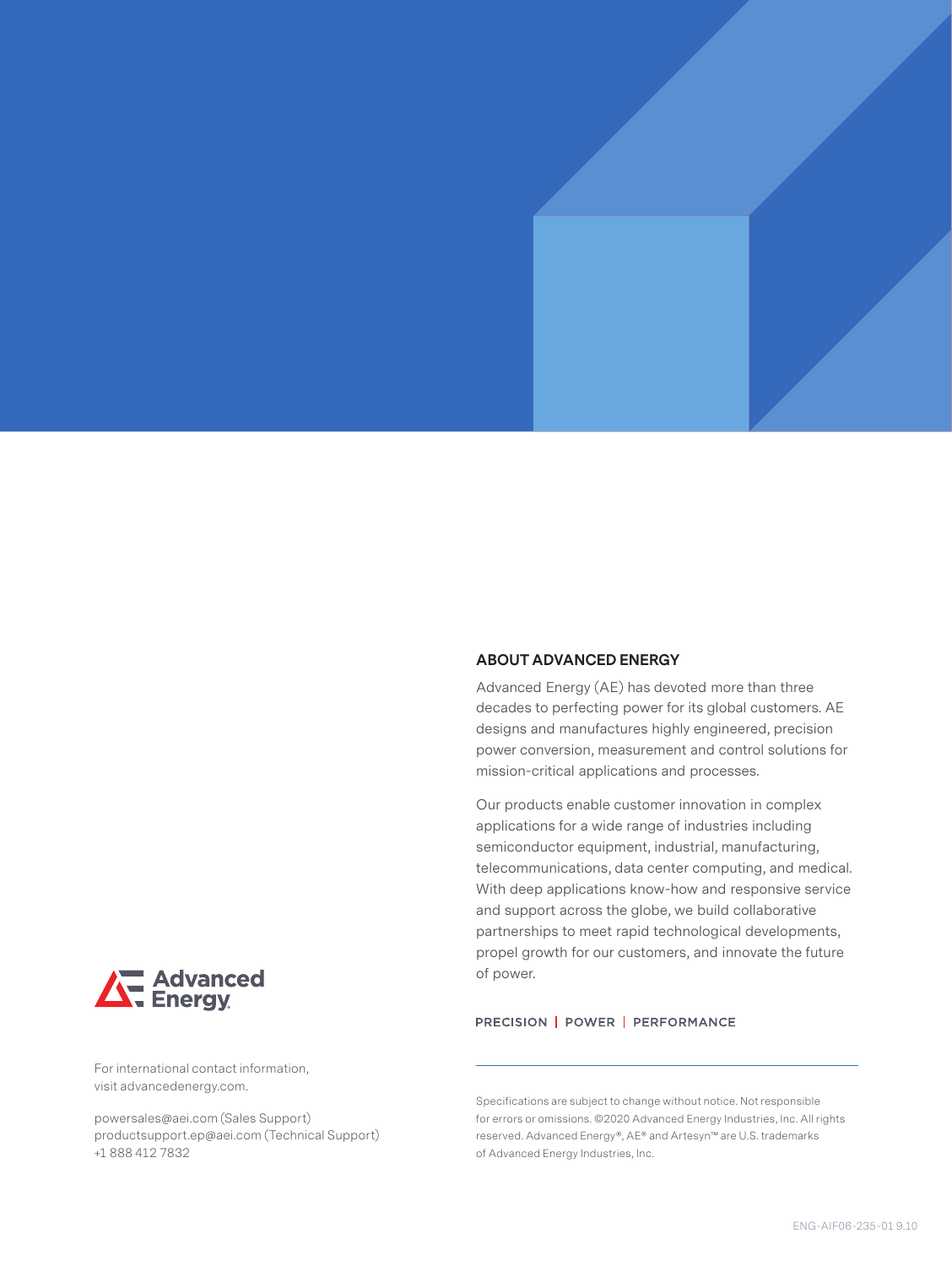## ABOUT ADVANCED ENERGY

Advanced Energy (AE) has devoted more than three decades to perfecting power for its global customers. AE designs and manufactures highly engineered, precision power conversion, measurement and control solutions for mission-critical applications and processes.

Our products enable customer innovation in complex applications for a wide range of industries including semiconductor equipment, industrial, manufacturing, telecommunications, data center computing, and medical. With deep applications know-how and responsive service and support across the globe, we build collaborative partnerships to meet rapid technological developments, propel growth for our customers, and innovate the future of power.

PRECISION | POWER | PERFORMANCE

Specifications are subject to change without notice. Not responsible for errors or omissions. ©2020 Advanced Energy Industries, Inc. All rights reserved. Advanced Energy®, AE® and Artesyn™ are U.S. trademarks of Advanced Energy Industries, Inc.

Advanced Energy

For international contact information, visit advancedenergy.com.

powersales@aei.com (Sales Support)
productsupport.ep@aei.com (Technical Support)
+1 888 412 7832

ENG-AIF06-235-01 9.10